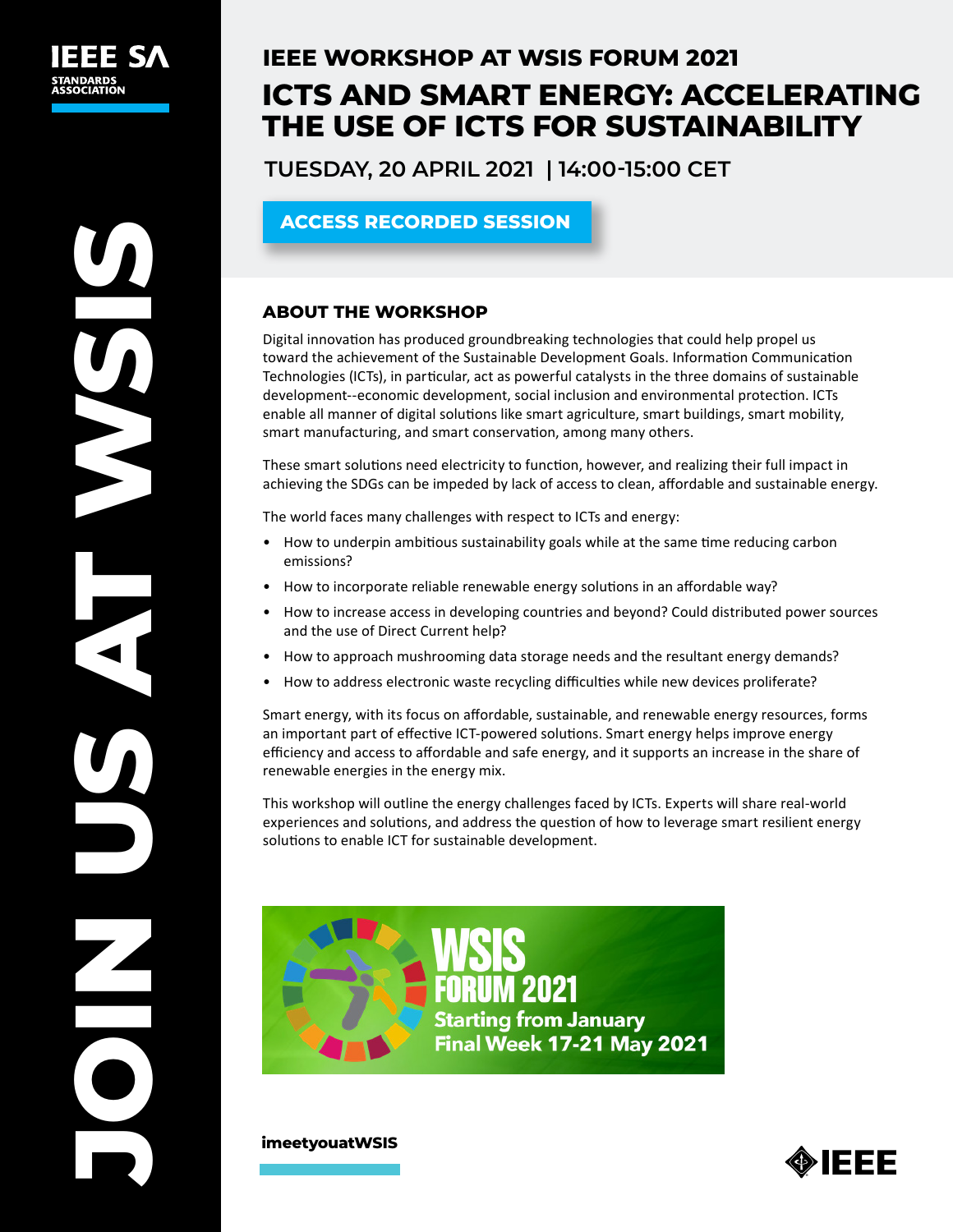IEEE SA STANDARDS ASSOCIATION

JOIN US AT WSIS

## IEEE WORKSHOP AT WSIS FORUM 2021

# ICTS AND SMART ENERGY: ACCELERATING THE USE OF ICTS FOR SUSTAINABILITY

TUESDAY, 20 APRIL 2021 | 14:00-15:00 CET

**ACCESS RECORDED SESSION**

### ABOUT THE WORKSHOP

Digital innovation has produced groundbreaking technologies that could help propel us toward the achievement of the Sustainable Development Goals. Information Communication Technologies (ICTs), in particular, act as powerful catalysts in the three domains of sustainable development--economic development, social inclusion and environmental protection. ICTs enable all manner of digital solutions like smart agriculture, smart buildings, smart mobility, smart manufacturing, and smart conservation, among many others.

These smart solutions need electricity to function, however, and realizing their full impact in achieving the SDGs can be impeded by lack of access to clean, affordable and sustainable energy.

The world faces many challenges with respect to ICTs and energy:

- How to underpin ambitious sustainability goals while at the same time reducing carbon emissions?
- How to incorporate reliable renewable energy solutions in an affordable way?
- How to increase access in developing countries and beyond? Could distributed power sources and the use of Direct Current help?
- How to approach mushrooming data storage needs and the resultant energy demands?
- How to address electronic waste recycling difficulties while new devices proliferate?

Smart energy, with its focus on affordable, sustainable, and renewable energy resources, forms an important part of effective ICT-powered solutions. Smart energy helps improve energy efficiency and access to affordable and safe energy, and it supports an increase in the share of renewable energies in the energy mix.

This workshop will outline the energy challenges faced by ICTs. Experts will share real-world experiences and solutions, and address the question of how to leverage smart resilient energy solutions to enable ICT for sustainable development.

WSIS FORUM 2021
Starting from January
Final Week 17-21 May 2021

**imeetyouatWSIS**

IEEE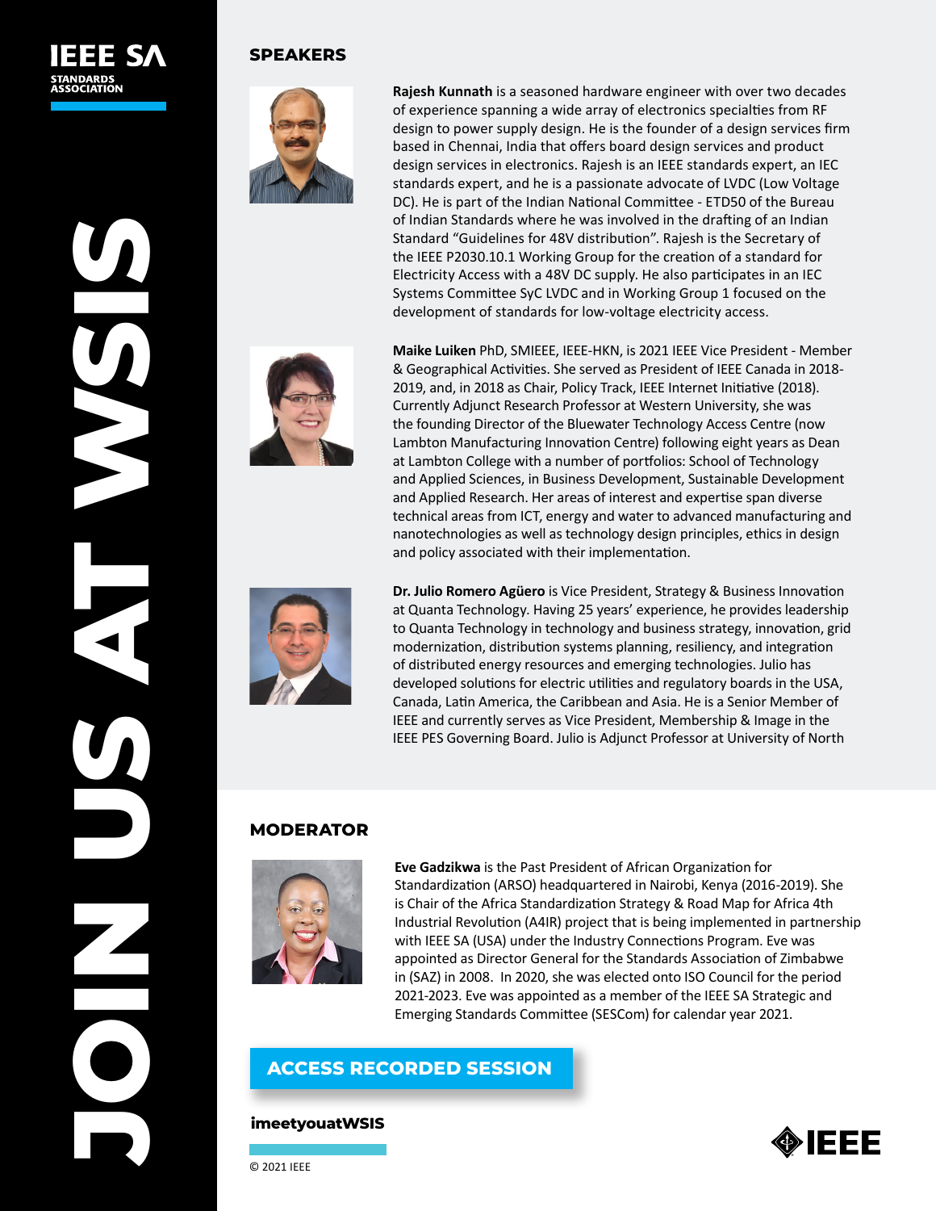# JOIN US AT WSIS

## SPEAKERS

**Rajesh Kunnath** is a seasoned hardware engineer with over two decades of experience spanning a wide array of electronics specialties from RF design to power supply design. He is the founder of a design services firm based in Chennai, India that offers board design services and product design services in electronics. Rajesh is an IEEE standards expert, an IEC standards expert, and he is a passionate advocate of LVDC (Low Voltage DC). He is part of the Indian National Committee - ETD50 of the Bureau of Indian Standards where he was involved in the drafting of an Indian Standard "Guidelines for 48V distribution". Rajesh is the Secretary of the IEEE P2030.10.1 Working Group for the creation of a standard for Electricity Access with a 48V DC supply. He also participates in an IEC Systems Committee SyC LVDC and in Working Group 1 focused on the development of standards for low-voltage electricity access.

**Maike Luiken** PhD, SMIEEE, IEEE-HKN, is 2021 IEEE Vice President - Member & Geographical Activities. She served as President of IEEE Canada in 2018-2019, and, in 2018 as Chair, Policy Track, IEEE Internet Initiative (2018). Currently Adjunct Research Professor at Western University, she was the founding Director of the Bluewater Technology Access Centre (now Lambton Manufacturing Innovation Centre) following eight years as Dean at Lambton College with a number of portfolios: School of Technology and Applied Sciences, in Business Development, Sustainable Development and Applied Research. Her areas of interest and expertise span diverse technical areas from ICT, energy and water to advanced manufacturing and nanotechnologies as well as technology design principles, ethics in design and policy associated with their implementation.

**Dr. Julio Romero Agüero** is Vice President, Strategy & Business Innovation at Quanta Technology. Having 25 years' experience, he provides leadership to Quanta Technology in technology and business strategy, innovation, grid modernization, distribution systems planning, resiliency, and integration of distributed energy resources and emerging technologies. Julio has developed solutions for electric utilities and regulatory boards in the USA, Canada, Latin America, the Caribbean and Asia. He is a Senior Member of IEEE and currently serves as Vice President, Membership & Image in the IEEE PES Governing Board. Julio is Adjunct Professor at University of North

## MODERATOR

**Eve Gadzikwa** is the Past President of African Organization for Standardization (ARSO) headquartered in Nairobi, Kenya (2016-2019). She is Chair of the Africa Standardization Strategy & Road Map for Africa 4th Industrial Revolution (A4IR) project that is being implemented in partnership with IEEE SA (USA) under the Industry Connections Program. Eve was appointed as Director General for the Standards Association of Zimbabwe in (SAZ) in 2008. In 2020, she was elected onto ISO Council for the period 2021-2023. Eve was appointed as a member of the IEEE SA Strategic and Emerging Standards Committee (SESCom) for calendar year 2021.

**ACCESS RECORDED SESSION**

imeetyouatWSIS

© 2021 IEEE